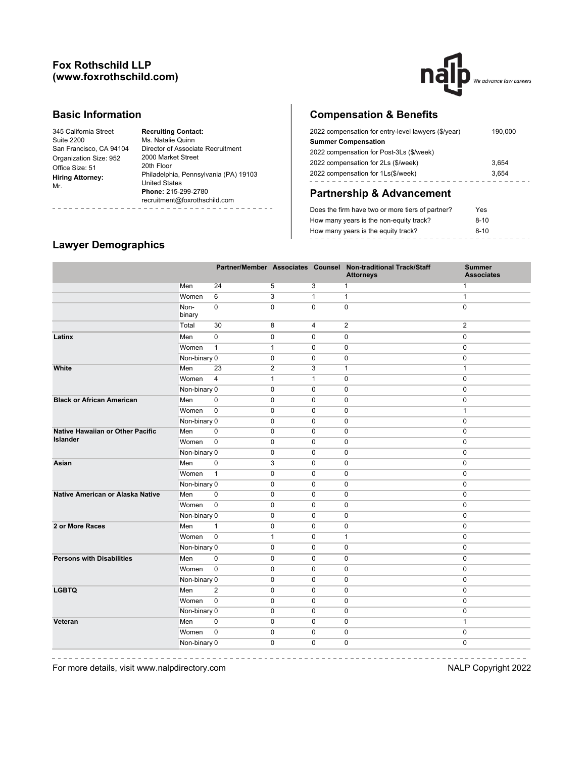# Fox Rothschild LLP (www.foxrothschild.com)

## Basic Information

345 California Street
Suite 2200
San Francisco, CA 94104
Organization Size: 952
Office Size: 51
**Hiring Attorney:**
Mr.

**Recruiting Contact:**
Ms. Natalie Quinn
Director of Associate Recruitment
2000 Market Street
20th Floor
Philadelphia, Pennsylvania (PA) 19103
United States
**Phone:** 215-299-2780
recruitment@foxrothschild.com

## Compensation & Benefits

| | |
|---|---|
| 2022 compensation for entry-level lawyers ($/year) | 190,000 |
| **Summer Compensation** | |
| 2022 compensation for Post-3Ls ($/week) | |
| 2022 compensation for 2Ls ($/week) | 3,654 |
| 2022 compensation for 1Ls($/week) | 3,654 |

## Partnership & Advancement

| | |
|---|---|
| Does the firm have two or more tiers of partner? | Yes |
| How many years is the non-equity track? | 8-10 |
| How many years is the equity track? | 8-10 |

## Lawyer Demographics

| | | Partner/Member | Associates | Counsel | Non-traditional Track/Staff Attorneys | Summer Associates |
|---|---|---|---|---|---|---|
| | Men | 24 | 5 | 3 | 1 | 1 |
| | Women | 6 | 3 | 1 | 1 | 1 |
| | Non-binary | 0 | 0 | 0 | 0 | 0 |
| | Total | 30 | 8 | 4 | 2 | 2 |
| **Latinx** | Men | 0 | 0 | 0 | 0 | 0 |
| | Women | 1 | 1 | 0 | 0 | 0 |
| | Non-binary | 0 | 0 | 0 | 0 | 0 |
| **White** | Men | 23 | 2 | 3 | 1 | 1 |
| | Women | 4 | 1 | 1 | 0 | 0 |
| | Non-binary | 0 | 0 | 0 | 0 | 0 |
| **Black or African American** | Men | 0 | 0 | 0 | 0 | 0 |
| | Women | 0 | 0 | 0 | 0 | 1 |
| | Non-binary | 0 | 0 | 0 | 0 | 0 |
| **Native Hawaiian or Other Pacific Islander** | Men | 0 | 0 | 0 | 0 | 0 |
| | Women | 0 | 0 | 0 | 0 | 0 |
| | Non-binary | 0 | 0 | 0 | 0 | 0 |
| **Asian** | Men | 0 | 3 | 0 | 0 | 0 |
| | Women | 1 | 0 | 0 | 0 | 0 |
| | Non-binary | 0 | 0 | 0 | 0 | 0 |
| **Native American or Alaska Native** | Men | 0 | 0 | 0 | 0 | 0 |
| | Women | 0 | 0 | 0 | 0 | 0 |
| | Non-binary | 0 | 0 | 0 | 0 | 0 |
| **2 or More Races** | Men | 1 | 0 | 0 | 0 | 0 |
| | Women | 0 | 1 | 0 | 1 | 0 |
| | Non-binary | 0 | 0 | 0 | 0 | 0 |
| **Persons with Disabilities** | Men | 0 | 0 | 0 | 0 | 0 |
| | Women | 0 | 0 | 0 | 0 | 0 |
| | Non-binary | 0 | 0 | 0 | 0 | 0 |
| **LGBTQ** | Men | 2 | 0 | 0 | 0 | 0 |
| | Women | 0 | 0 | 0 | 0 | 0 |
| | Non-binary | 0 | 0 | 0 | 0 | 0 |
| **Veteran** | Men | 0 | 0 | 0 | 0 | 1 |
| | Women | 0 | 0 | 0 | 0 | 0 |
| | Non-binary | 0 | 0 | 0 | 0 | 0 |

For more details, visit www.nalpdirectory.com

NALP Copyright 2022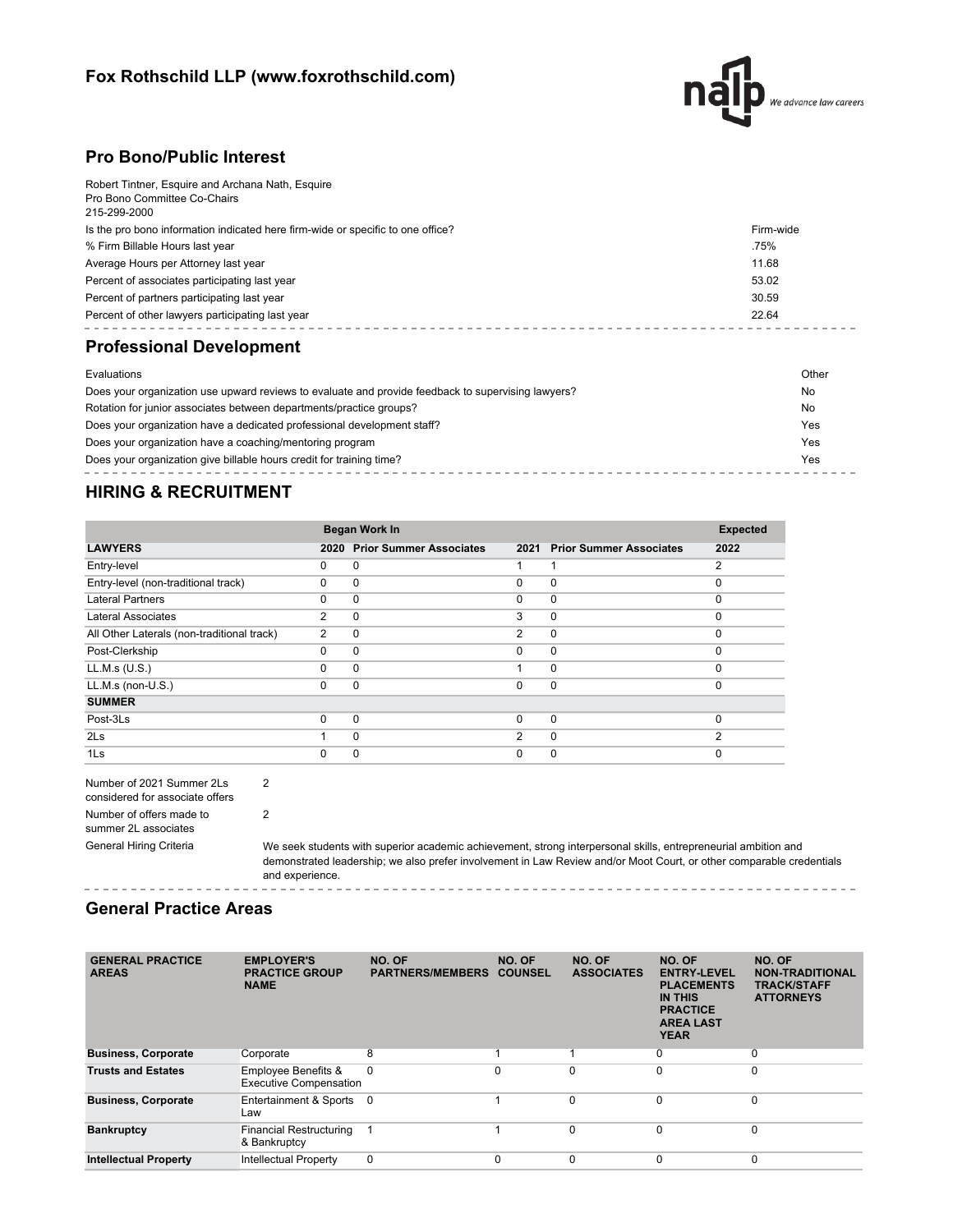## Fox Rothschild LLP (www.foxrothschild.com)

## Pro Bono/Public Interest

Robert Tintner, Esquire and Archana Nath, Esquire
Pro Bono Committee Co-Chairs
215-299-2000

| | |
|---|---|
| Is the pro bono information indicated here firm-wide or specific to one office? | Firm-wide |
| % Firm Billable Hours last year | .75% |
| Average Hours per Attorney last year | 11.68 |
| Percent of associates participating last year | 53.02 |
| Percent of partners participating last year | 30.59 |
| Percent of other lawyers participating last year | 22.64 |

## Professional Development

| | |
|---|---|
| Evaluations | Other |
| Does your organization use upward reviews to evaluate and provide feedback to supervising lawyers? | No |
| Rotation for junior associates between departments/practice groups? | No |
| Does your organization have a dedicated professional development staff? | Yes |
| Does your organization have a coaching/mentoring program | Yes |
| Does your organization give billable hours credit for training time? | Yes |

## HIRING & RECRUITMENT

| | Began Work In | | | | Expected |
|---|---|---|---|---|---|
| **LAWYERS** | **2020** | **Prior Summer Associates** | **2021** | **Prior Summer Associates** | **2022** |
| Entry-level | 0 | 0 | 1 | 1 | 2 |
| Entry-level (non-traditional track) | 0 | 0 | 0 | 0 | 0 |
| Lateral Partners | 0 | 0 | 0 | 0 | 0 |
| Lateral Associates | 2 | 0 | 3 | 0 | 0 |
| All Other Laterals (non-traditional track) | 2 | 0 | 2 | 0 | 0 |
| Post-Clerkship | 0 | 0 | 0 | 0 | 0 |
| LL.M.s (U.S.) | 0 | 0 | 1 | 0 | 0 |
| LL.M.s (non-U.S.) | 0 | 0 | 0 | 0 | 0 |
| **SUMMER** | | | | | |
| Post-3Ls | 0 | 0 | 0 | 0 | 0 |
| 2Ls | 1 | 0 | 2 | 0 | 2 |
| 1Ls | 0 | 0 | 0 | 0 | 0 |

| | |
|---|---|
| Number of 2021 Summer 2Ls considered for associate offers | 2 |
| Number of offers made to summer 2L associates | 2 |
| General Hiring Criteria | We seek students with superior academic achievement, strong interpersonal skills, entrepreneurial ambition and demonstrated leadership; we also prefer involvement in Law Review and/or Moot Court, or other comparable credentials and experience. |

## General Practice Areas

| GENERAL PRACTICE AREAS | EMPLOYER'S PRACTICE GROUP NAME | NO. OF PARTNERS/MEMBERS | NO. OF COUNSEL | NO. OF ASSOCIATES | NO. OF ENTRY-LEVEL PLACEMENTS IN THIS PRACTICE AREA LAST YEAR | NO. OF NON-TRADITIONAL TRACK/STAFF ATTORNEYS |
|---|---|---|---|---|---|---|
| **Business, Corporate** | Corporate | 8 | 1 | 1 | 0 | 0 |
| **Trusts and Estates** | Employee Benefits & Executive Compensation | 0 | 0 | 0 | 0 | 0 |
| **Business, Corporate** | Entertainment & Sports Law | 0 | 1 | 0 | 0 | 0 |
| **Bankruptcy** | Financial Restructuring & Bankruptcy | 1 | 1 | 0 | 0 | 0 |
| **Intellectual Property** | Intellectual Property | 0 | 0 | 0 | 0 | 0 |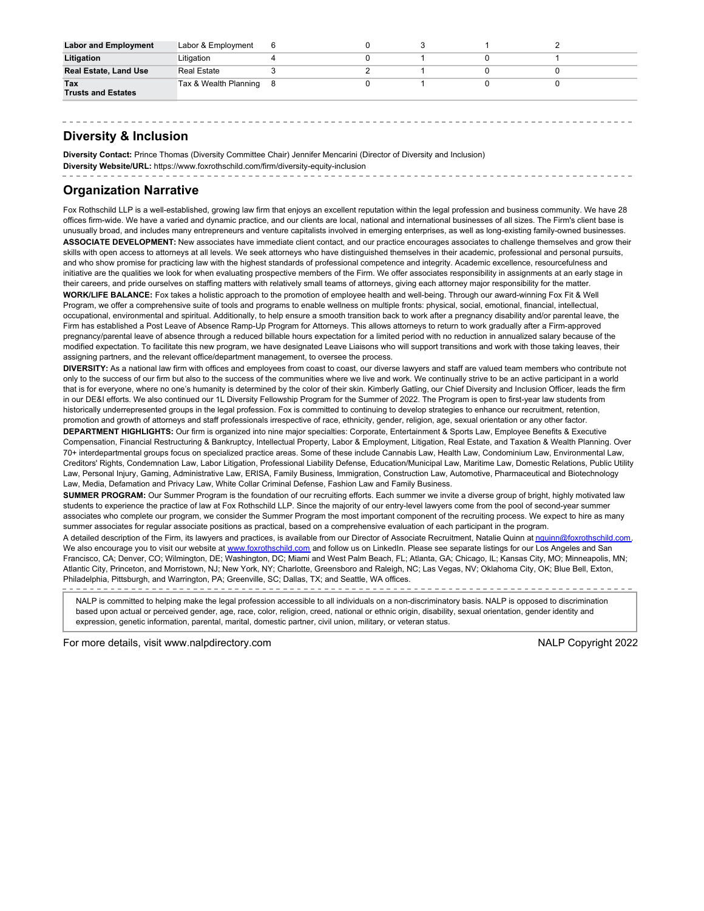| | | | | | | |
|---|---|---|---|---|---|---|
| **Labor and Employment** | Labor & Employment | 6 | 0 | 3 | 1 | 2 |
| **Litigation** | Litigation | 4 | 0 | 1 | 0 | 1 |
| **Real Estate, Land Use** | Real Estate | 3 | 2 | 1 | 0 | 0 |
| **Tax Trusts and Estates** | Tax & Wealth Planning | 8 | 0 | 1 | 0 | 0 |

## Diversity & Inclusion

**Diversity Contact:** Prince Thomas (Diversity Committee Chair) Jennifer Mencarini (Director of Diversity and Inclusion)
**Diversity Website/URL:** https://www.foxrothschild.com/firm/diversity-equity-inclusion

## Organization Narrative

Fox Rothschild LLP is a well-established, growing law firm that enjoys an excellent reputation within the legal profession and business community. We have 28 offices firm-wide. We have a varied and dynamic practice, and our clients are local, national and international businesses of all sizes. The Firm's client base is unusually broad, and includes many entrepreneurs and venture capitalists involved in emerging enterprises, as well as long-existing family-owned businesses.

**ASSOCIATE DEVELOPMENT:** New associates have immediate client contact, and our practice encourages associates to challenge themselves and grow their skills with open access to attorneys at all levels. We seek attorneys who have distinguished themselves in their academic, professional and personal pursuits, and who show promise for practicing law with the highest standards of professional competence and integrity. Academic excellence, resourcefulness and initiative are the qualities we look for when evaluating prospective members of the Firm. We offer associates responsibility in assignments at an early stage in their careers, and pride ourselves on staffing matters with relatively small teams of attorneys, giving each attorney major responsibility for the matter.

**WORK/LIFE BALANCE:** Fox takes a holistic approach to the promotion of employee health and well-being. Through our award-winning Fox Fit & Well Program, we offer a comprehensive suite of tools and programs to enable wellness on multiple fronts: physical, social, emotional, financial, intellectual, occupational, environmental and spiritual. Additionally, to help ensure a smooth transition back to work after a pregnancy disability and/or parental leave, the Firm has established a Post Leave of Absence Ramp-Up Program for Attorneys. This allows attorneys to return to work gradually after a Firm-approved pregnancy/parental leave of absence through a reduced billable hours expectation for a limited period with no reduction in annualized salary because of the modified expectation. To facilitate this new program, we have designated Leave Liaisons who will support transitions and work with those taking leaves, their assigning partners, and the relevant office/department management, to oversee the process.

**DIVERSITY:** As a national law firm with offices and employees from coast to coast, our diverse lawyers and staff are valued team members who contribute not only to the success of our firm but also to the success of the communities where we live and work. We continually strive to be an active participant in a world that is for everyone, where no one's humanity is determined by the color of their skin. Kimberly Gatling, our Chief Diversity and Inclusion Officer, leads the firm in our DE&I efforts. We also continued our 1L Diversity Fellowship Program for the Summer of 2022. The Program is open to first-year law students from historically underrepresented groups in the legal profession. Fox is committed to continuing to develop strategies to enhance our recruitment, retention, promotion and growth of attorneys and staff professionals irrespective of race, ethnicity, gender, religion, age, sexual orientation or any other factor.

**DEPARTMENT HIGHLIGHTS:** Our firm is organized into nine major specialties: Corporate, Entertainment & Sports Law, Employee Benefits & Executive Compensation, Financial Restructuring & Bankruptcy, Intellectual Property, Labor & Employment, Litigation, Real Estate, and Taxation & Wealth Planning. Over 70+ interdepartmental groups focus on specialized practice areas. Some of these include Cannabis Law, Health Law, Condominium Law, Environmental Law, Creditors' Rights, Condemnation Law, Labor Litigation, Professional Liability Defense, Education/Municipal Law, Maritime Law, Domestic Relations, Public Utility Law, Personal Injury, Gaming, Administrative Law, ERISA, Family Business, Immigration, Construction Law, Automotive, Pharmaceutical and Biotechnology Law, Media, Defamation and Privacy Law, White Collar Criminal Defense, Fashion Law and Family Business.

**SUMMER PROGRAM:** Our Summer Program is the foundation of our recruiting efforts. Each summer we invite a diverse group of bright, highly motivated law students to experience the practice of law at Fox Rothschild LLP. Since the majority of our entry-level lawyers come from the pool of second-year summer associates who complete our program, we consider the Summer Program the most important component of the recruiting process. We expect to hire as many summer associates for regular associate positions as practical, based on a comprehensive evaluation of each participant in the program.

A detailed description of the Firm, its lawyers and practices, is available from our Director of Associate Recruitment, Natalie Quinn at nquinn@foxrothschild.com. We also encourage you to visit our website at www.foxrothschild.com and follow us on LinkedIn. Please see separate listings for our Los Angeles and San Francisco, CA; Denver, CO; Wilmington, DE; Washington, DC; Miami and West Palm Beach, FL; Atlanta, GA; Chicago, IL; Kansas City, MO; Minneapolis, MN; Atlantic City, Princeton, and Morristown, NJ; New York, NY; Charlotte, Greensboro and Raleigh, NC; Las Vegas, NV; Oklahoma City, OK; Blue Bell, Exton, Philadelphia, Pittsburgh, and Warrington, PA; Greenville, SC; Dallas, TX; and Seattle, WA offices.

NALP is committed to helping make the legal profession accessible to all individuals on a non-discriminatory basis. NALP is opposed to discrimination based upon actual or perceived gender, age, race, color, religion, creed, national or ethnic origin, disability, sexual orientation, gender identity and expression, genetic information, parental, marital, domestic partner, civil union, military, or veteran status.

For more details, visit www.nalpdirectory.com NALP Copyright 2022